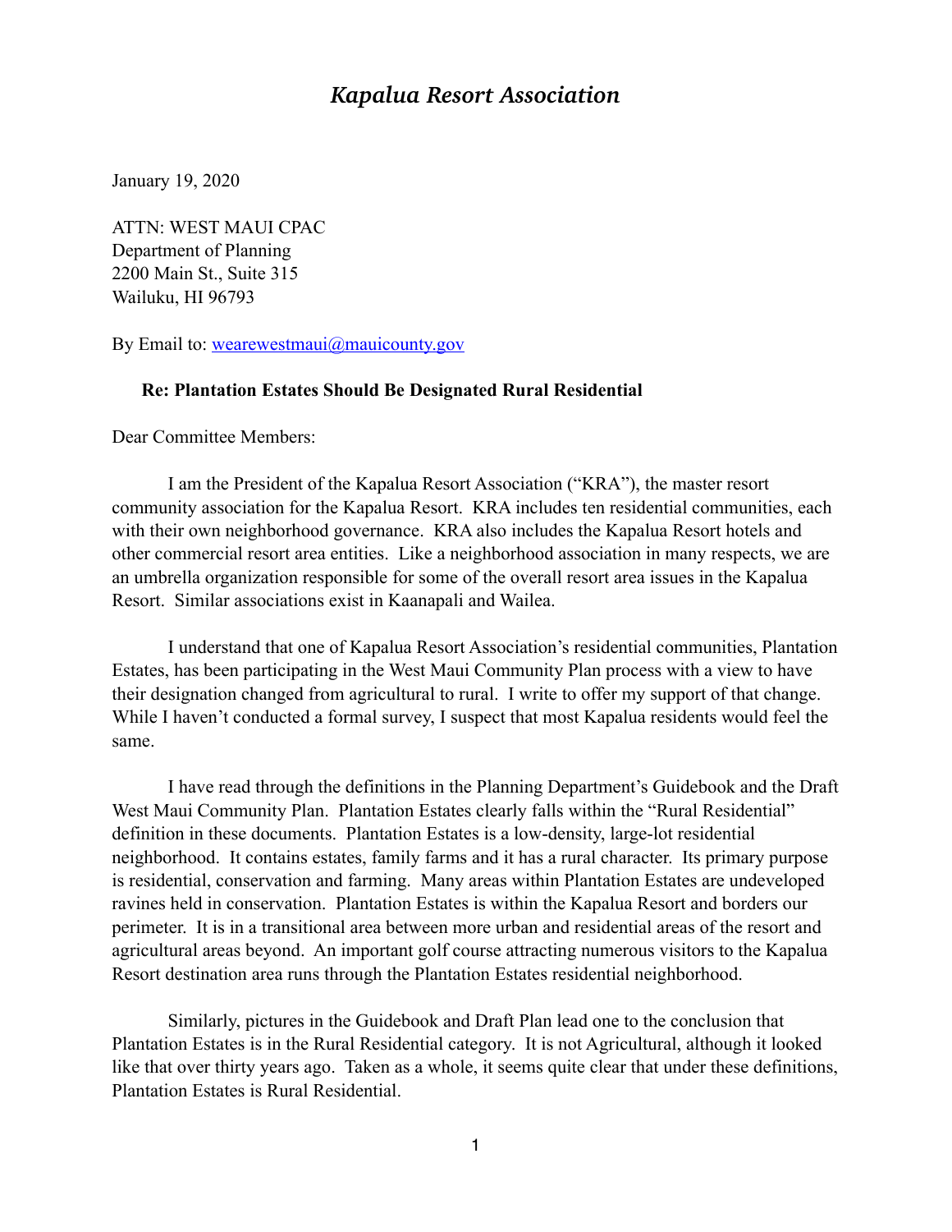# *Kapalua Resort Association*

January 19, 2020

ATTN: WEST MAUI CPAC
Department of Planning
2200 Main St., Suite 315
Wailuku, HI 96793

By Email to: wearewestmaui@mauicounty.gov

**Re: Plantation Estates Should Be Designated Rural Residential**

Dear Committee Members:

I am the President of the Kapalua Resort Association ("KRA"), the master resort community association for the Kapalua Resort. KRA includes ten residential communities, each with their own neighborhood governance. KRA also includes the Kapalua Resort hotels and other commercial resort area entities. Like a neighborhood association in many respects, we are an umbrella organization responsible for some of the overall resort area issues in the Kapalua Resort. Similar associations exist in Kaanapali and Wailea.

I understand that one of Kapalua Resort Association's residential communities, Plantation Estates, has been participating in the West Maui Community Plan process with a view to have their designation changed from agricultural to rural. I write to offer my support of that change. While I haven't conducted a formal survey, I suspect that most Kapalua residents would feel the same.

I have read through the definitions in the Planning Department's Guidebook and the Draft West Maui Community Plan. Plantation Estates clearly falls within the "Rural Residential" definition in these documents. Plantation Estates is a low-density, large-lot residential neighborhood. It contains estates, family farms and it has a rural character. Its primary purpose is residential, conservation and farming. Many areas within Plantation Estates are undeveloped ravines held in conservation. Plantation Estates is within the Kapalua Resort and borders our perimeter. It is in a transitional area between more urban and residential areas of the resort and agricultural areas beyond. An important golf course attracting numerous visitors to the Kapalua Resort destination area runs through the Plantation Estates residential neighborhood.

Similarly, pictures in the Guidebook and Draft Plan lead one to the conclusion that Plantation Estates is in the Rural Residential category. It is not Agricultural, although it looked like that over thirty years ago. Taken as a whole, it seems quite clear that under these definitions, Plantation Estates is Rural Residential.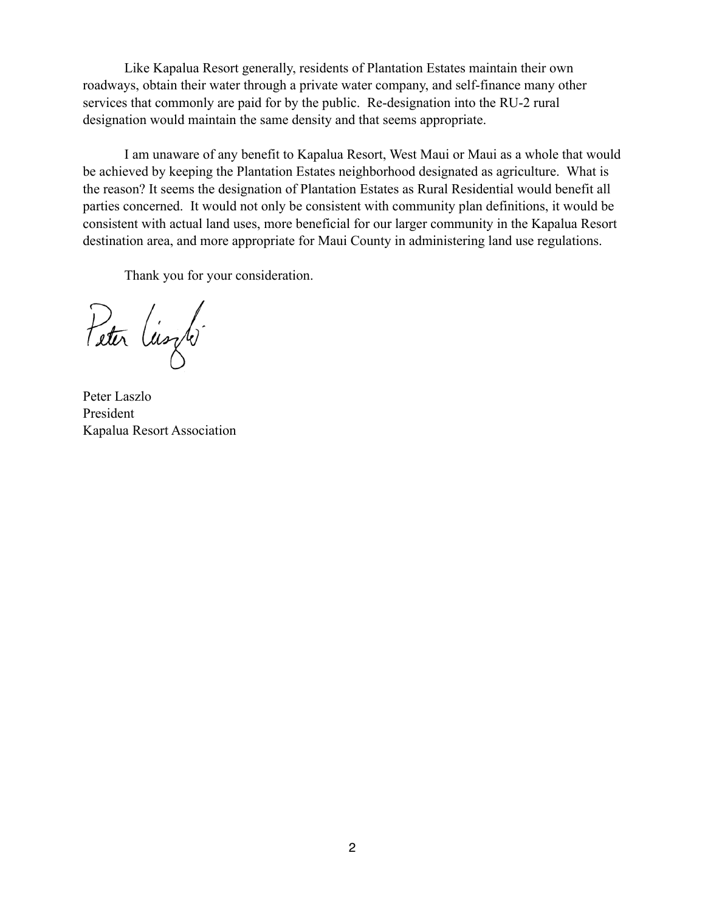Like Kapalua Resort generally, residents of Plantation Estates maintain their own roadways, obtain their water through a private water company, and self-finance many other services that commonly are paid for by the public. Re-designation into the RU-2 rural designation would maintain the same density and that seems appropriate.

I am unaware of any benefit to Kapalua Resort, West Maui or Maui as a whole that would be achieved by keeping the Plantation Estates neighborhood designated as agriculture. What is the reason? It seems the designation of Plantation Estates as Rural Residential would benefit all parties concerned. It would not only be consistent with community plan definitions, it would be consistent with actual land uses, more beneficial for our larger community in the Kapalua Resort destination area, and more appropriate for Maui County in administering land use regulations.

Thank you for your consideration.

Peter Laszlo

Peter Laszlo
President
Kapalua Resort Association